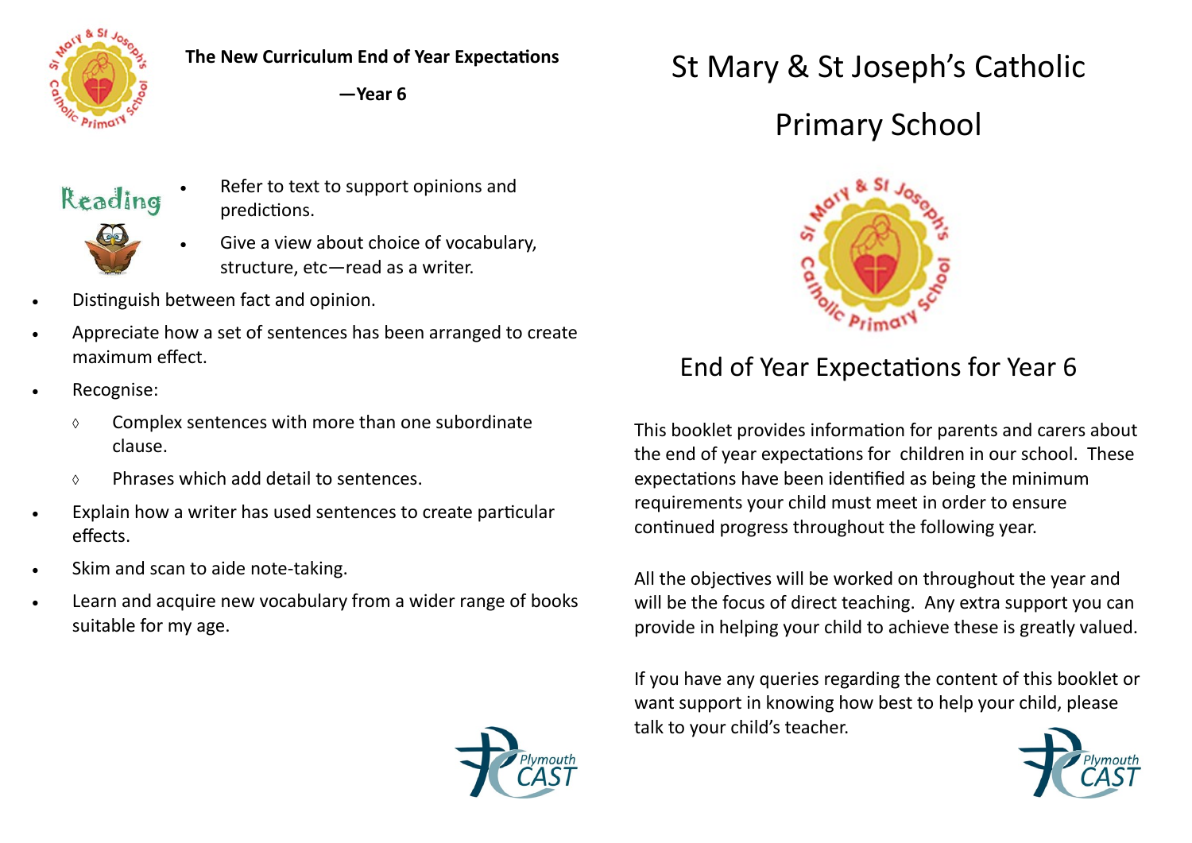**The New Curriculum End of Year Expectations**

**—Year 6**

## Reading

- Refer to text to support opinions and predictions.
- Give a view about choice of vocabulary, structure, etc—read as a writer.
- Distinguish between fact and opinion.
- Appreciate how a set of sentences has been arranged to create maximum effect.
- Recognise:
  - ◊ Complex sentences with more than one subordinate clause.
  - ◊ Phrases which add detail to sentences.
- Explain how a writer has used sentences to create particular effects.
- Skim and scan to aide note-taking.
- Learn and acquire new vocabulary from a wider range of books suitable for my age.

# St Mary & St Joseph's Catholic Primary School

## End of Year Expectations for Year 6

This booklet provides information for parents and carers about the end of year expectations for children in our school. These expectations have been identified as being the minimum requirements your child must meet in order to ensure continued progress throughout the following year.

All the objectives will be worked on throughout the year and will be the focus of direct teaching. Any extra support you can provide in helping your child to achieve these is greatly valued.

If you have any queries regarding the content of this booklet or want support in knowing how best to help your child, please talk to your child's teacher.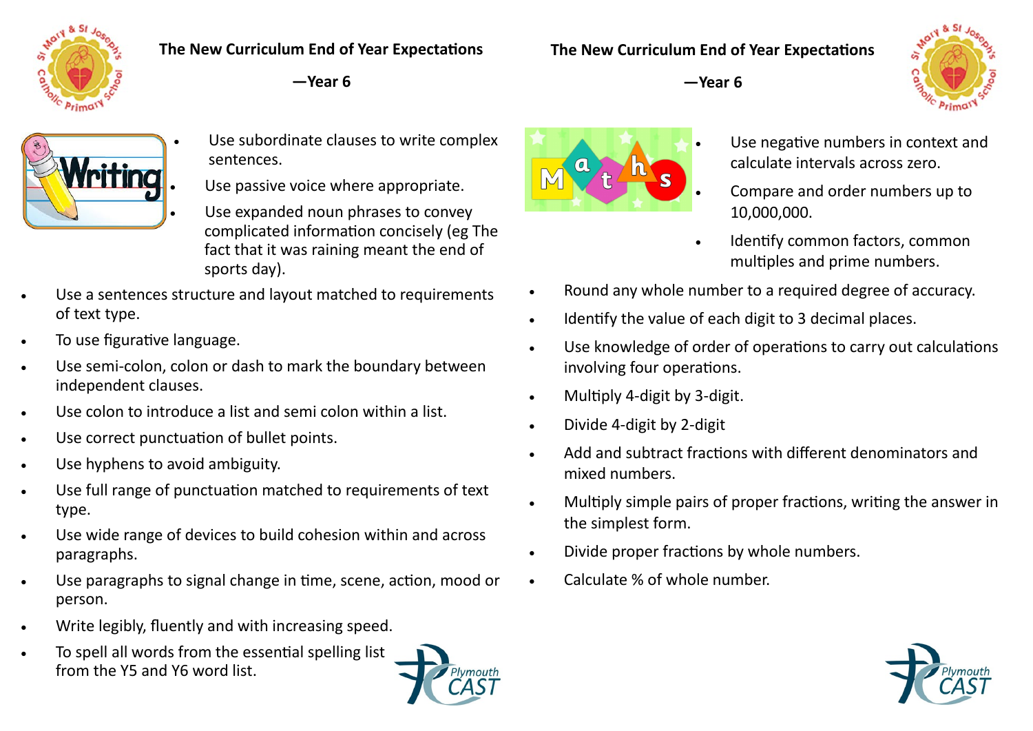## The New Curriculum End of Year Expectations

## —Year 6

### Writing

- Use subordinate clauses to write complex sentences.
- Use passive voice where appropriate.
- Use expanded noun phrases to convey complicated information concisely (eg The fact that it was raining meant the end of sports day).
- Use a sentences structure and layout matched to requirements of text type.
- To use figurative language.
- Use semi-colon, colon or dash to mark the boundary between independent clauses.
- Use colon to introduce a list and semi colon within a list.
- Use correct punctuation of bullet points.
- Use hyphens to avoid ambiguity.
- Use full range of punctuation matched to requirements of text type.
- Use wide range of devices to build cohesion within and across paragraphs.
- Use paragraphs to signal change in time, scene, action, mood or person.
- Write legibly, fluently and with increasing speed.
- To spell all words from the essential spelling list from the Y5 and Y6 word list.

## The New Curriculum End of Year Expectations

## —Year 6

### Maths

- Use negative numbers in context and calculate intervals across zero.
- Compare and order numbers up to 10,000,000.
- Identify common factors, common multiples and prime numbers.
- Round any whole number to a required degree of accuracy.
- Identify the value of each digit to 3 decimal places.
- Use knowledge of order of operations to carry out calculations involving four operations.
- Multiply 4-digit by 3-digit.
- Divide 4-digit by 2-digit
- Add and subtract fractions with different denominators and mixed numbers.
- Multiply simple pairs of proper fractions, writing the answer in the simplest form.
- Divide proper fractions by whole numbers.
- Calculate % of whole number.